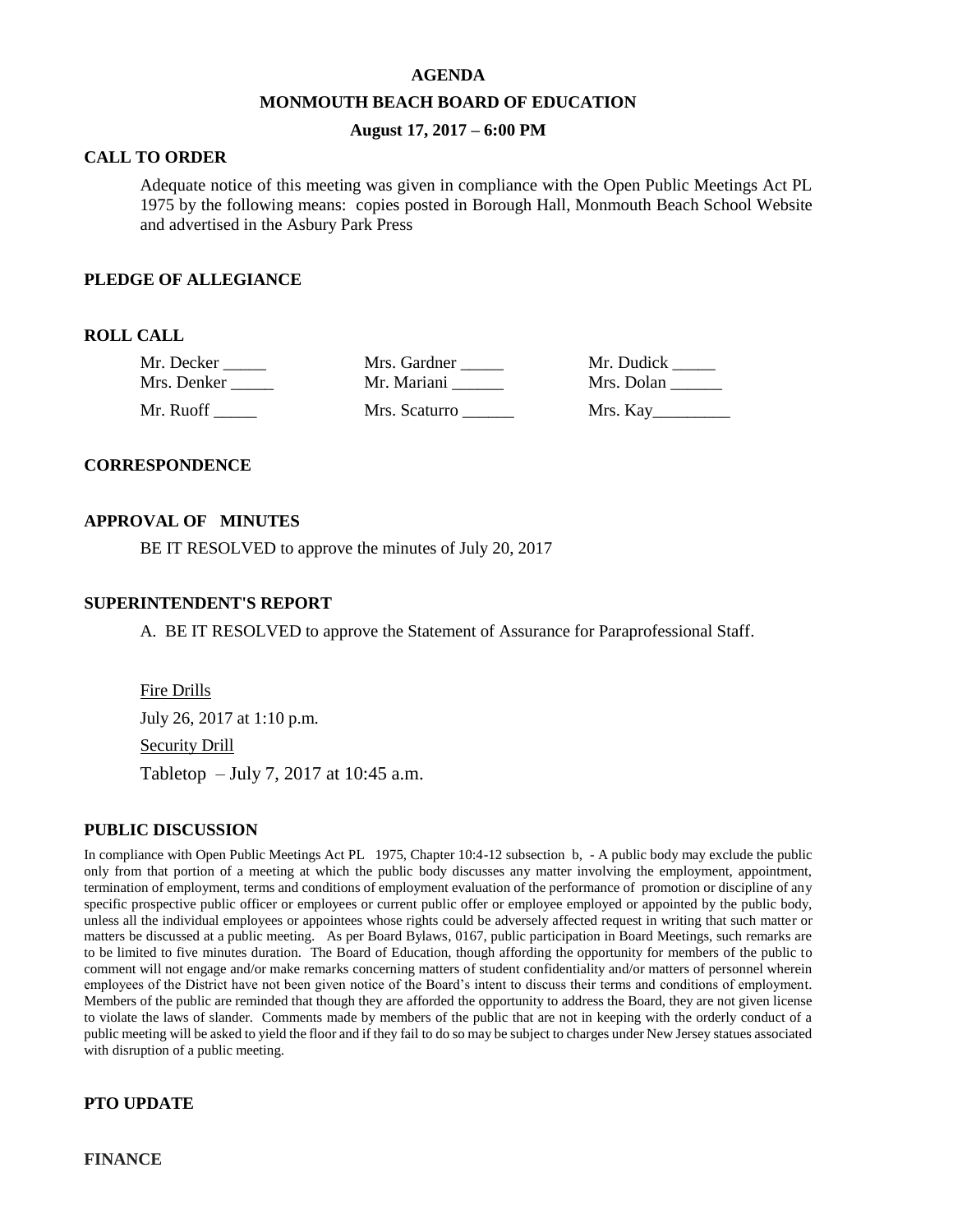# AGENDA

## MONMOUTH BEACH BOARD OF EDUCATION

### August 17, 2017 – 6:00 PM

**CALL TO ORDER**

Adequate notice of this meeting was given in compliance with the Open Public Meetings Act PL 1975 by the following means: copies posted in Borough Hall, Monmouth Beach School Website and advertised in the Asbury Park Press

**PLEDGE OF ALLEGIANCE**

**ROLL CALL**

| | | |
|---|---|---|
| Mr. Decker _____ | Mrs. Gardner _____ | Mr. Dudick _____ |
| Mrs. Denker _____ | Mr. Mariani ______ | Mrs. Dolan ______ |
| Mr. Ruoff _____ | Mrs. Scaturro ______ | Mrs. Kay_________ |

**CORRESPONDENCE**

**APPROVAL OF MINUTES**

BE IT RESOLVED to approve the minutes of July 20, 2017

**SUPERINTENDENT'S REPORT**

A. BE IT RESOLVED to approve the Statement of Assurance for Paraprofessional Staff.

Fire Drills

July 26, 2017 at 1:10 p.m.

Security Drill

Tabletop – July 7, 2017 at 10:45 a.m.

**PUBLIC DISCUSSION**

In compliance with Open Public Meetings Act PL 1975, Chapter 10:4-12 subsection b, - A public body may exclude the public only from that portion of a meeting at which the public body discusses any matter involving the employment, appointment, termination of employment, terms and conditions of employment evaluation of the performance of promotion or discipline of any specific prospective public officer or employees or current public offer or employee employed or appointed by the public body, unless all the individual employees or appointees whose rights could be adversely affected request in writing that such matter or matters be discussed at a public meeting. As per Board Bylaws, 0167, public participation in Board Meetings, such remarks are to be limited to five minutes duration. The Board of Education, though affording the opportunity for members of the public to comment will not engage and/or make remarks concerning matters of student confidentiality and/or matters of personnel wherein employees of the District have not been given notice of the Board's intent to discuss their terms and conditions of employment. Members of the public are reminded that though they are afforded the opportunity to address the Board, they are not given license to violate the laws of slander. Comments made by members of the public that are not in keeping with the orderly conduct of a public meeting will be asked to yield the floor and if they fail to do so may be subject to charges under New Jersey statues associated with disruption of a public meeting.

**PTO UPDATE**

**FINANCE**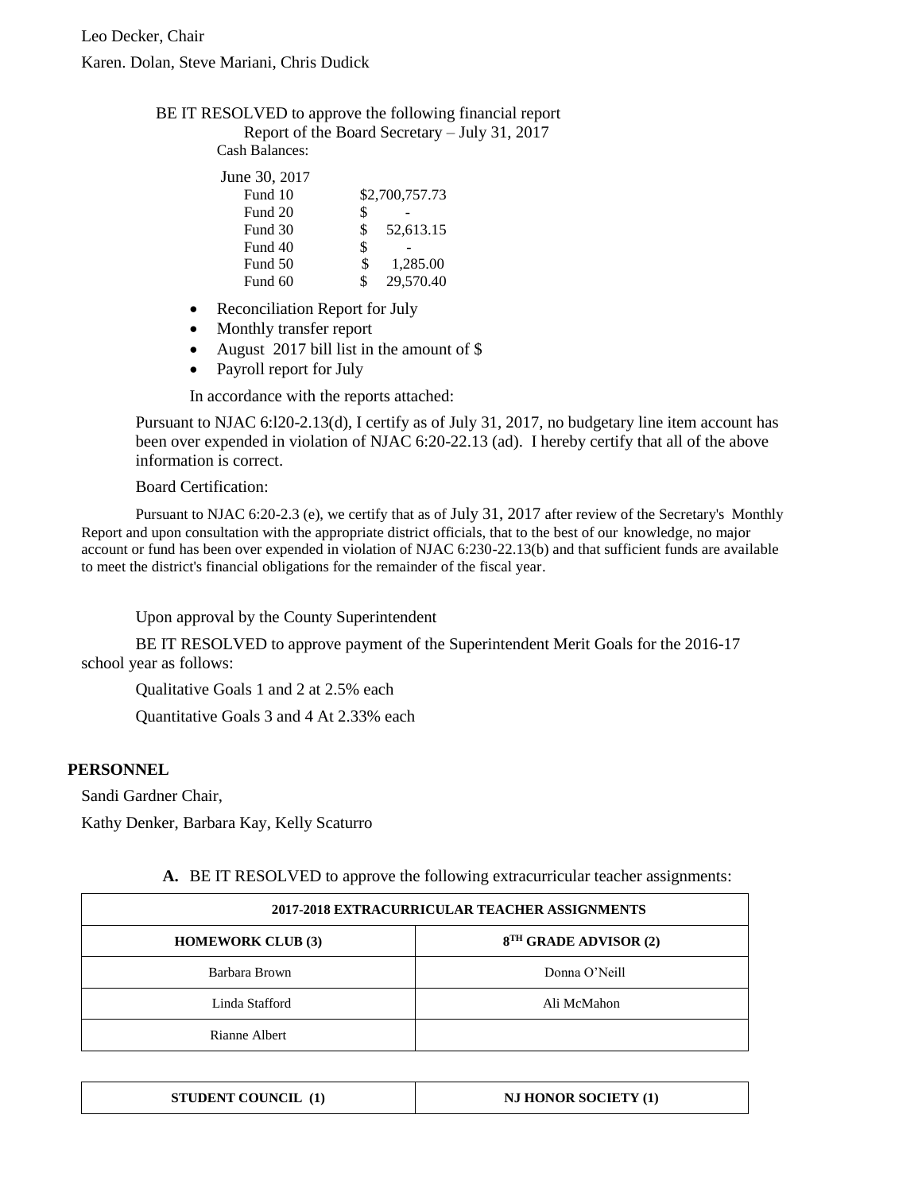Leo Decker, Chair

Karen. Dolan, Steve Mariani, Chris Dudick

BE IT RESOLVED to approve the following financial report

Report of the Board Secretary – July 31, 2017

Cash Balances:

June 30, 2017

| | |
|---|---|
| Fund 10 | $2,700,757.73 |
| Fund 20 | $ - |
| Fund 30 | $ 52,613.15 |
| Fund 40 | $ - |
| Fund 50 | $ 1,285.00 |
| Fund 60 | $ 29,570.40 |

- Reconciliation Report for July
- Monthly transfer report
- August 2017 bill list in the amount of $
- Payroll report for July

In accordance with the reports attached:

Pursuant to NJAC 6:l20-2.13(d), I certify as of July 31, 2017, no budgetary line item account has been over expended in violation of NJAC 6:20-22.13 (ad). I hereby certify that all of the above information is correct.

Board Certification:

Pursuant to NJAC 6:20-2.3 (e), we certify that as of July 31, 2017 after review of the Secretary's Monthly Report and upon consultation with the appropriate district officials, that to the best of our knowledge, no major account or fund has been over expended in violation of NJAC 6:230-22.13(b) and that sufficient funds are available to meet the district's financial obligations for the remainder of the fiscal year.

Upon approval by the County Superintendent

BE IT RESOLVED to approve payment of the Superintendent Merit Goals for the 2016-17 school year as follows:

Qualitative Goals 1 and 2 at 2.5% each

Quantitative Goals 3 and 4 At 2.33% each

## PERSONNEL

Sandi Gardner Chair,

Kathy Denker, Barbara Kay, Kelly Scaturro

**A.** BE IT RESOLVED to approve the following extracurricular teacher assignments:

| 2017-2018 EXTRACURRICULAR TEACHER ASSIGNMENTS | |
|---|---|
| **HOMEWORK CLUB (3)** | **8TH GRADE ADVISOR (2)** |
| Barbara Brown | Donna O'Neill |
| Linda Stafford | Ali McMahon |
| Rianne Albert | |

| STUDENT COUNCIL (1) | NJ HONOR SOCIETY (1) |
|---|---|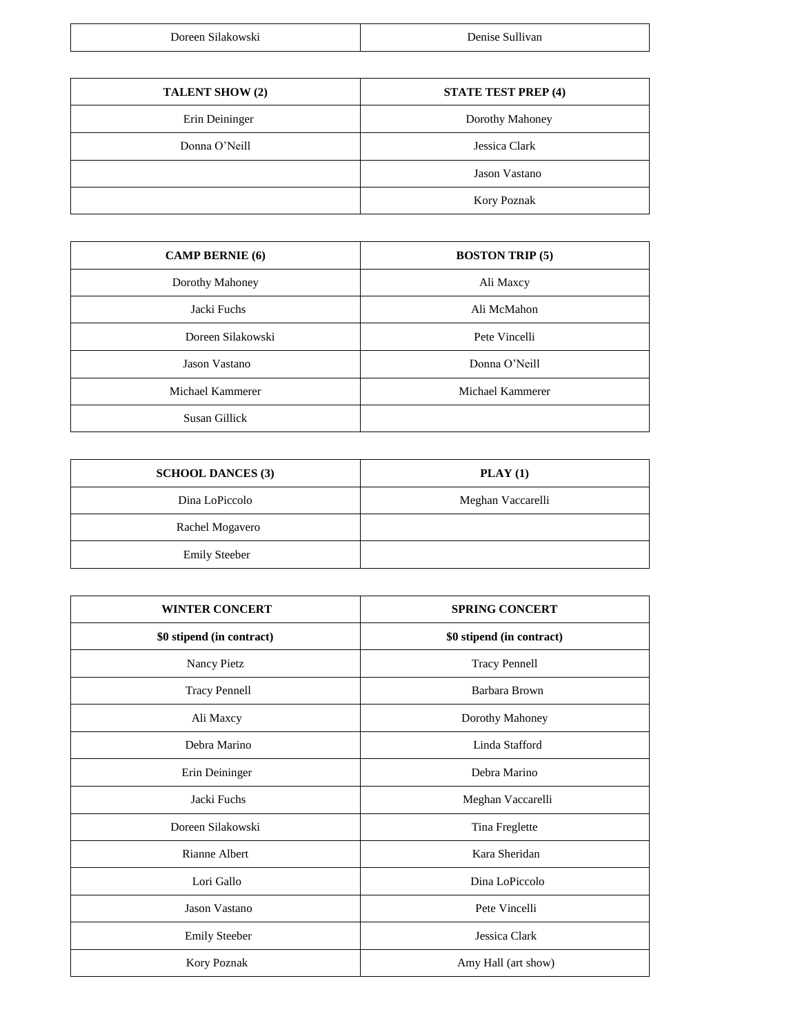| Doreen Silakowski | Denise Sullivan |
|---|---|

| **TALENT SHOW (2)** | **STATE TEST PREP (4)** |
|---|---|
| Erin Deininger | Dorothy Mahoney |
| Donna O'Neill | Jessica Clark |
| | Jason Vastano |
| | Kory Poznak |

| **CAMP BERNIE (6)** | **BOSTON TRIP (5)** |
|---|---|
| Dorothy Mahoney | Ali Maxcy |
| Jacki Fuchs | Ali McMahon |
| Doreen Silakowski | Pete Vincelli |
| Jason Vastano | Donna O'Neill |
| Michael Kammerer | Michael Kammerer |
| Susan Gillick | |

| **SCHOOL DANCES (3)** | **PLAY (1)** |
|---|---|
| Dina LoPiccolo | Meghan Vaccarelli |
| Rachel Mogavero | |
| Emily Steeber | |

| **WINTER CONCERT** | **SPRING CONCERT** |
|---|---|
| **$0 stipend (in contract)** | **$0 stipend (in contract)** |
| Nancy Pietz | Tracy Pennell |
| Tracy Pennell | Barbara Brown |
| Ali Maxcy | Dorothy Mahoney |
| Debra Marino | Linda Stafford |
| Erin Deininger | Debra Marino |
| Jacki Fuchs | Meghan Vaccarelli |
| Doreen Silakowski | Tina Freglette |
| Rianne Albert | Kara Sheridan |
| Lori Gallo | Dina LoPiccolo |
| Jason Vastano | Pete Vincelli |
| Emily Steeber | Jessica Clark |
| Kory Poznak | Amy Hall (art show) |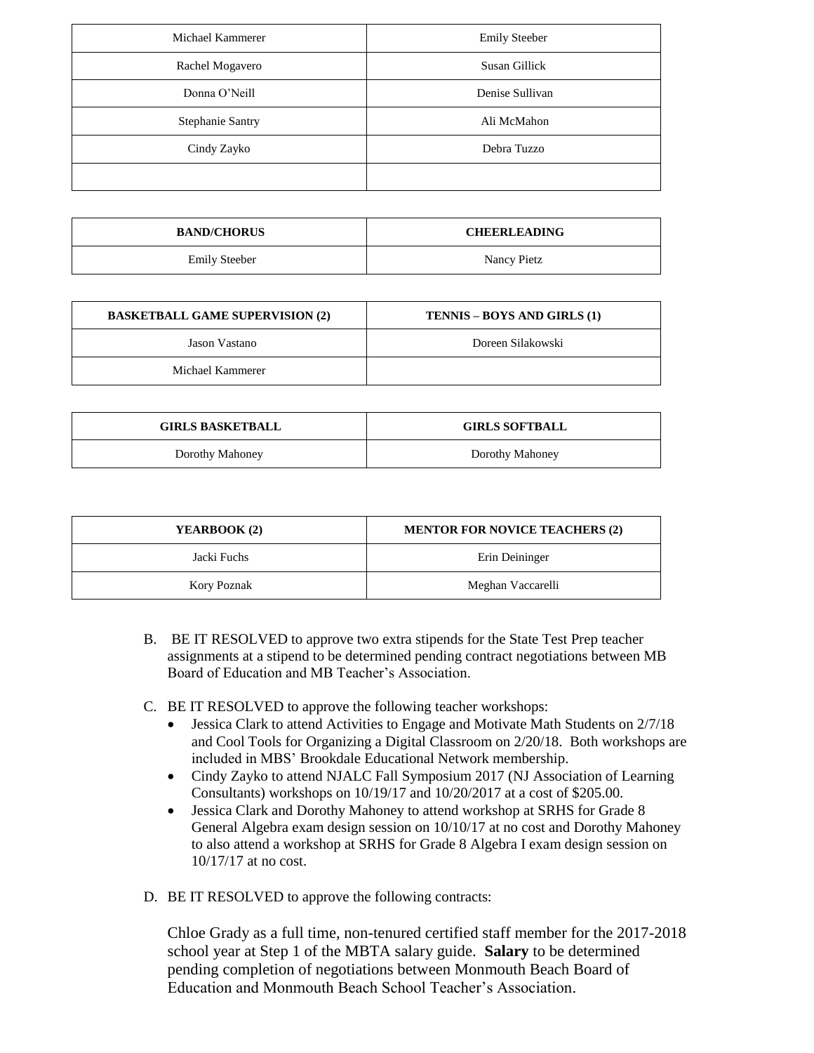| Michael Kammerer | Emily Steeber |
|---|---|
| Rachel Mogavero | Susan Gillick |
| Donna O'Neill | Denise Sullivan |
| Stephanie Santry | Ali McMahon |
| Cindy Zayko | Debra Tuzzo |
| | |

| **BAND/CHORUS** | **CHEERLEADING** |
|---|---|
| Emily Steeber | Nancy Pietz |

| **BASKETBALL GAME SUPERVISION (2)** | **TENNIS – BOYS AND GIRLS (1)** |
|---|---|
| Jason Vastano | Doreen Silakowski |
| Michael Kammerer | |

| **GIRLS BASKETBALL** | **GIRLS SOFTBALL** |
|---|---|
| Dorothy Mahoney | Dorothy Mahoney |

| **YEARBOOK (2)** | **MENTOR FOR NOVICE TEACHERS (2)** |
|---|---|
| Jacki Fuchs | Erin Deininger |
| Kory Poznak | Meghan Vaccarelli |

B. BE IT RESOLVED to approve two extra stipends for the State Test Prep teacher assignments at a stipend to be determined pending contract negotiations between MB Board of Education and MB Teacher's Association.

C. BE IT RESOLVED to approve the following teacher workshops:
- Jessica Clark to attend Activities to Engage and Motivate Math Students on 2/7/18 and Cool Tools for Organizing a Digital Classroom on 2/20/18. Both workshops are included in MBS' Brookdale Educational Network membership.
- Cindy Zayko to attend NJALC Fall Symposium 2017 (NJ Association of Learning Consultants) workshops on 10/19/17 and 10/20/2017 at a cost of $205.00.
- Jessica Clark and Dorothy Mahoney to attend workshop at SRHS for Grade 8 General Algebra exam design session on 10/10/17 at no cost and Dorothy Mahoney to also attend a workshop at SRHS for Grade 8 Algebra I exam design session on 10/17/17 at no cost.

D. BE IT RESOLVED to approve the following contracts:

Chloe Grady as a full time, non-tenured certified staff member for the 2017-2018 school year at Step 1 of the MBTA salary guide. **Salary** to be determined pending completion of negotiations between Monmouth Beach Board of Education and Monmouth Beach School Teacher's Association.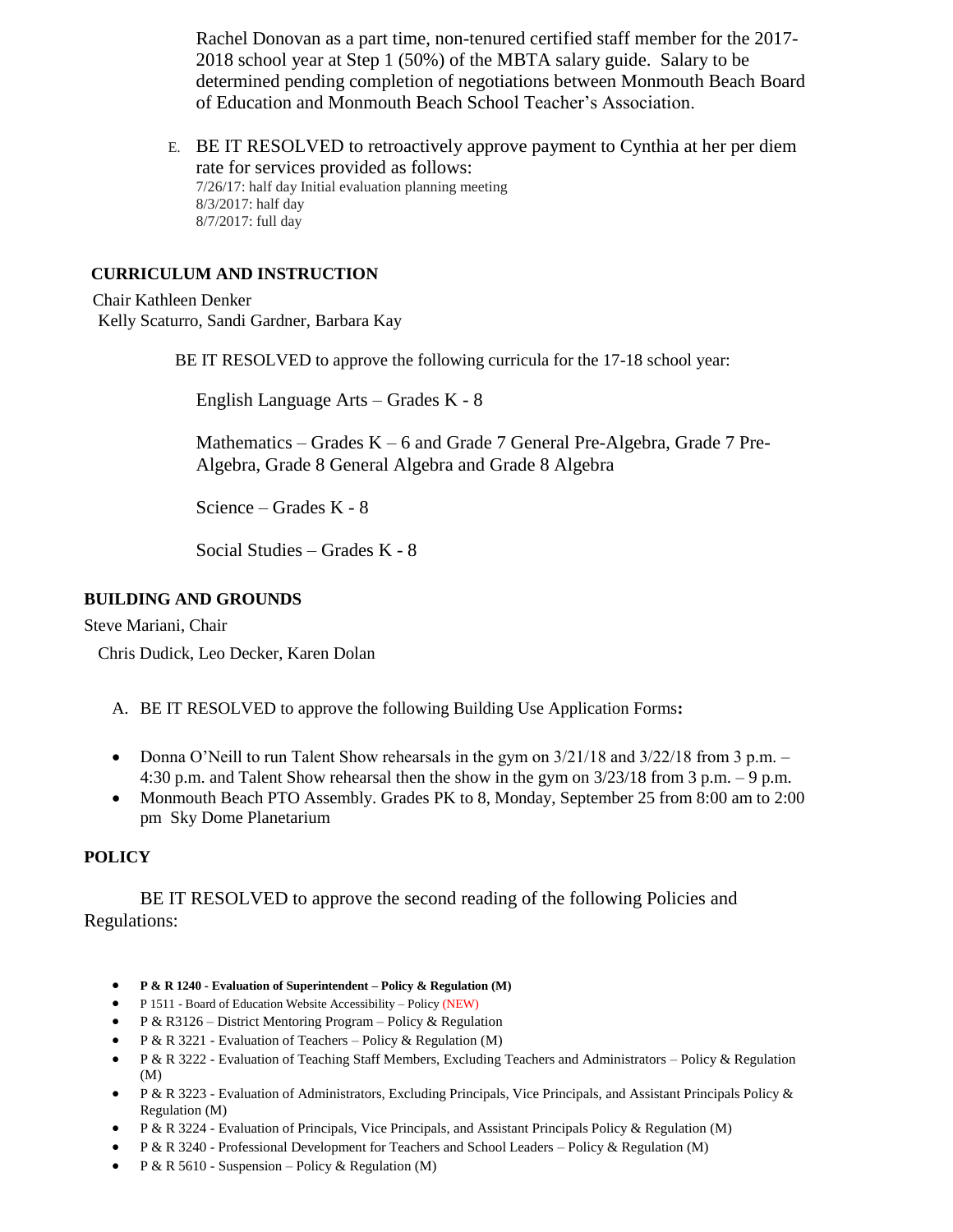Rachel Donovan as a part time, non-tenured certified staff member for the 2017-2018 school year at Step 1 (50%) of the MBTA salary guide. Salary to be determined pending completion of negotiations between Monmouth Beach Board of Education and Monmouth Beach School Teacher's Association.

E. BE IT RESOLVED to retroactively approve payment to Cynthia at her per diem rate for services provided as follows:
7/26/17: half day Initial evaluation planning meeting
8/3/2017: half day
8/7/2017: full day

**CURRICULUM AND INSTRUCTION**

Chair Kathleen Denker
Kelly Scaturro, Sandi Gardner, Barbara Kay

BE IT RESOLVED to approve the following curricula for the 17-18 school year:

English Language Arts – Grades K - 8

Mathematics – Grades K – 6 and Grade 7 General Pre-Algebra, Grade 7 Pre-Algebra, Grade 8 General Algebra and Grade 8 Algebra

Science – Grades K - 8

Social Studies – Grades K - 8

**BUILDING AND GROUNDS**

Steve Mariani, Chair

Chris Dudick, Leo Decker, Karen Dolan

A. BE IT RESOLVED to approve the following Building Use Application Forms**:**

- Donna O'Neill to run Talent Show rehearsals in the gym on 3/21/18 and 3/22/18 from 3 p.m. – 4:30 p.m. and Talent Show rehearsal then the show in the gym on 3/23/18 from 3 p.m. – 9 p.m.
- Monmouth Beach PTO Assembly. Grades PK to 8, Monday, September 25 from 8:00 am to 2:00 pm Sky Dome Planetarium

**POLICY**

BE IT RESOLVED to approve the second reading of the following Policies and Regulations:

- **P & R 1240 - Evaluation of Superintendent – Policy & Regulation (M)**
- P 1511 - Board of Education Website Accessibility – Policy (NEW)
- P & R3126 – District Mentoring Program – Policy & Regulation
- P & R 3221 - Evaluation of Teachers – Policy & Regulation (M)
- P & R 3222 - Evaluation of Teaching Staff Members, Excluding Teachers and Administrators – Policy & Regulation (M)
- P & R 3223 - Evaluation of Administrators, Excluding Principals, Vice Principals, and Assistant Principals Policy & Regulation (M)
- P & R 3224 - Evaluation of Principals, Vice Principals, and Assistant Principals Policy & Regulation (M)
- P & R 3240 - Professional Development for Teachers and School Leaders – Policy & Regulation (M)
- P & R 5610 - Suspension – Policy & Regulation (M)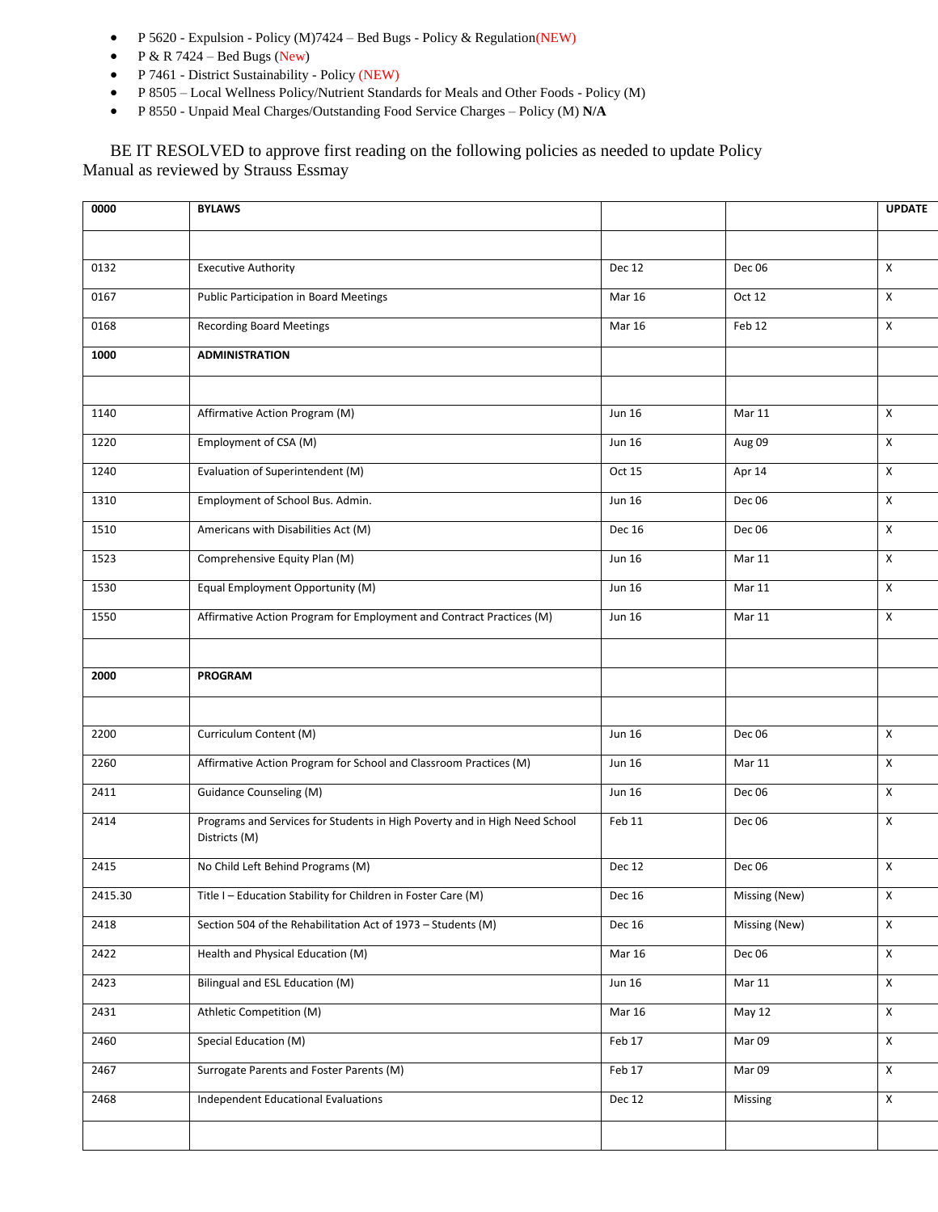- P 5620 - Expulsion - Policy (M)7424 – Bed Bugs - Policy & Regulation(NEW)
- P & R 7424 – Bed Bugs (New)
- P 7461 - District Sustainability - Policy (NEW)
- P 8505 – Local Wellness Policy/Nutrient Standards for Meals and Other Foods - Policy (M)
- P 8550 - Unpaid Meal Charges/Outstanding Food Service Charges – Policy (M) **N/A**

BE IT RESOLVED to approve first reading on the following policies as needed to update Policy Manual as reviewed by Strauss Essmay

| **0000** | **BYLAWS** | | | **UPDATE** |
|---|---|---|---|---|
| | | | | |
| 0132 | Executive Authority | Dec 12 | Dec 06 | X |
| 0167 | Public Participation in Board Meetings | Mar 16 | Oct 12 | X |
| 0168 | Recording Board Meetings | Mar 16 | Feb 12 | X |
| **1000** | **ADMINISTRATION** | | | |
| | | | | |
| 1140 | Affirmative Action Program (M) | Jun 16 | Mar 11 | X |
| 1220 | Employment of CSA (M) | Jun 16 | Aug 09 | X |
| 1240 | Evaluation of Superintendent (M) | Oct 15 | Apr 14 | X |
| 1310 | Employment of School Bus. Admin. | Jun 16 | Dec 06 | X |
| 1510 | Americans with Disabilities Act (M) | Dec 16 | Dec 06 | X |
| 1523 | Comprehensive Equity Plan (M) | Jun 16 | Mar 11 | X |
| 1530 | Equal Employment Opportunity (M) | Jun 16 | Mar 11 | X |
| 1550 | Affirmative Action Program for Employment and Contract Practices (M) | Jun 16 | Mar 11 | X |
| | | | | |
| **2000** | **PROGRAM** | | | |
| | | | | |
| 2200 | Curriculum Content (M) | Jun 16 | Dec 06 | X |
| 2260 | Affirmative Action Program for School and Classroom Practices (M) | Jun 16 | Mar 11 | X |
| 2411 | Guidance Counseling (M) | Jun 16 | Dec 06 | X |
| 2414 | Programs and Services for Students in High Poverty and in High Need School Districts (M) | Feb 11 | Dec 06 | X |
| 2415 | No Child Left Behind Programs (M) | Dec 12 | Dec 06 | X |
| 2415.30 | Title I – Education Stability for Children in Foster Care (M) | Dec 16 | Missing (New) | X |
| 2418 | Section 504 of the Rehabilitation Act of 1973 – Students (M) | Dec 16 | Missing (New) | X |
| 2422 | Health and Physical Education (M) | Mar 16 | Dec 06 | X |
| 2423 | Bilingual and ESL Education (M) | Jun 16 | Mar 11 | X |
| 2431 | Athletic Competition (M) | Mar 16 | May 12 | X |
| 2460 | Special Education (M) | Feb 17 | Mar 09 | X |
| 2467 | Surrogate Parents and Foster Parents (M) | Feb 17 | Mar 09 | X |
| 2468 | Independent Educational Evaluations | Dec 12 | Missing | X |
| | | | | |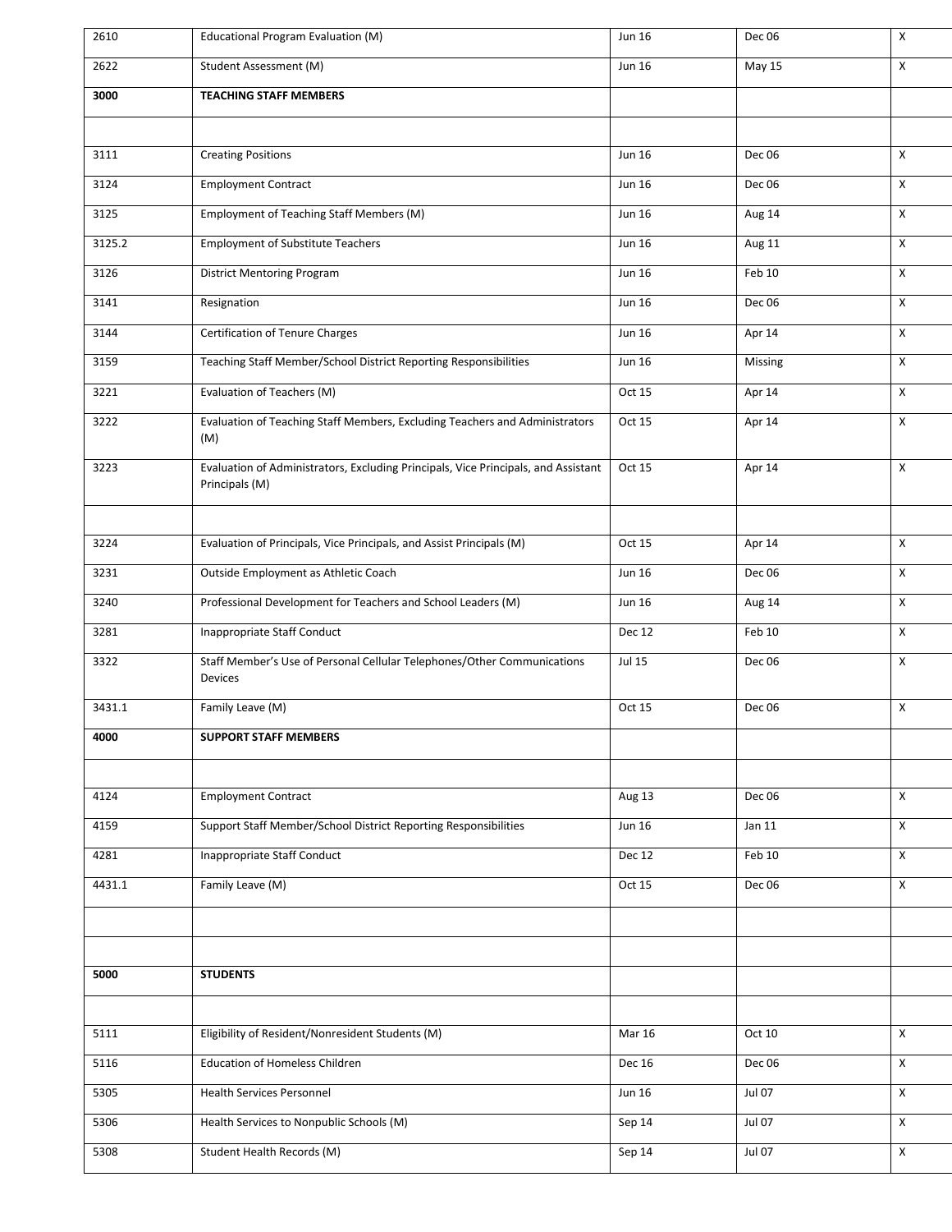| 2610 | Educational Program Evaluation (M) | Jun 16 | Dec 06 | X |
|---|---|---|---|---|
| 2622 | Student Assessment (M) | Jun 16 | May 15 | X |
| **3000** | **TEACHING STAFF MEMBERS** | | | |
| | | | | |
| 3111 | Creating Positions | Jun 16 | Dec 06 | X |
| 3124 | Employment Contract | Jun 16 | Dec 06 | X |
| 3125 | Employment of Teaching Staff Members (M) | Jun 16 | Aug 14 | X |
| 3125.2 | Employment of Substitute Teachers | Jun 16 | Aug 11 | X |
| 3126 | District Mentoring Program | Jun 16 | Feb 10 | X |
| 3141 | Resignation | Jun 16 | Dec 06 | X |
| 3144 | Certification of Tenure Charges | Jun 16 | Apr 14 | X |
| 3159 | Teaching Staff Member/School District Reporting Responsibilities | Jun 16 | Missing | X |
| 3221 | Evaluation of Teachers (M) | Oct 15 | Apr 14 | X |
| 3222 | Evaluation of Teaching Staff Members, Excluding Teachers and Administrators (M) | Oct 15 | Apr 14 | X |
| 3223 | Evaluation of Administrators, Excluding Principals, Vice Principals, and Assistant Principals (M) | Oct 15 | Apr 14 | X |
| | | | | |
| 3224 | Evaluation of Principals, Vice Principals, and Assist Principals (M) | Oct 15 | Apr 14 | X |
| 3231 | Outside Employment as Athletic Coach | Jun 16 | Dec 06 | X |
| 3240 | Professional Development for Teachers and School Leaders (M) | Jun 16 | Aug 14 | X |
| 3281 | Inappropriate Staff Conduct | Dec 12 | Feb 10 | X |
| 3322 | Staff Member's Use of Personal Cellular Telephones/Other Communications Devices | Jul 15 | Dec 06 | X |
| 3431.1 | Family Leave (M) | Oct 15 | Dec 06 | X |
| **4000** | **SUPPORT STAFF MEMBERS** | | | |
| | | | | |
| 4124 | Employment Contract | Aug 13 | Dec 06 | X |
| 4159 | Support Staff Member/School District Reporting Responsibilities | Jun 16 | Jan 11 | X |
| 4281 | Inappropriate Staff Conduct | Dec 12 | Feb 10 | X |
| 4431.1 | Family Leave (M) | Oct 15 | Dec 06 | X |
| | | | | |
| | | | | |
| **5000** | **STUDENTS** | | | |
| | | | | |
| 5111 | Eligibility of Resident/Nonresident Students (M) | Mar 16 | Oct 10 | X |
| 5116 | Education of Homeless Children | Dec 16 | Dec 06 | X |
| 5305 | Health Services Personnel | Jun 16 | Jul 07 | X |
| 5306 | Health Services to Nonpublic Schools (M) | Sep 14 | Jul 07 | X |
| 5308 | Student Health Records (M) | Sep 14 | Jul 07 | X |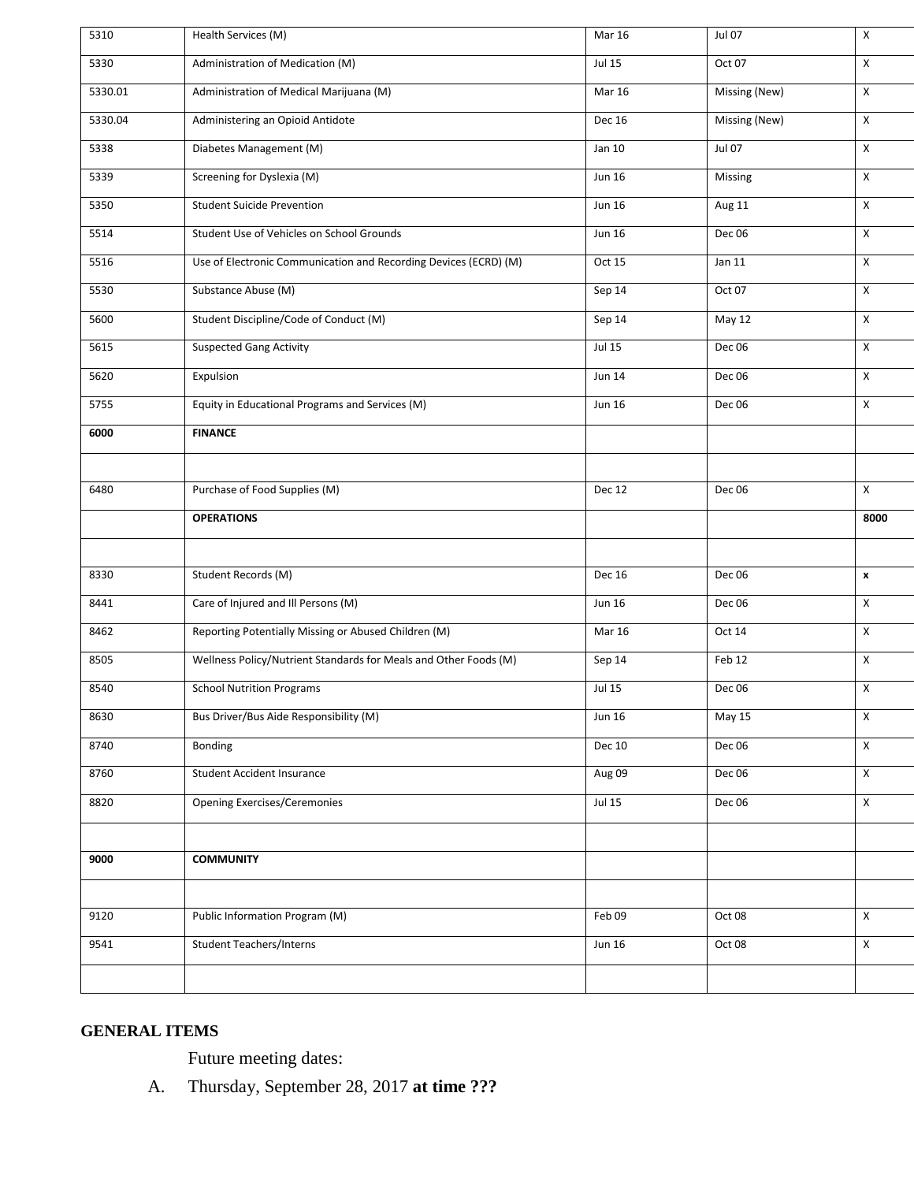| 5310 | Health Services (M) | Mar 16 | Jul 07 | X |
|---|---|---|---|---|
| 5330 | Administration of Medication (M) | Jul 15 | Oct 07 | X |
| 5330.01 | Administration of Medical Marijuana (M) | Mar 16 | Missing (New) | X |
| 5330.04 | Administering an Opioid Antidote | Dec 16 | Missing (New) | X |
| 5338 | Diabetes Management (M) | Jan 10 | Jul 07 | X |
| 5339 | Screening for Dyslexia (M) | Jun 16 | Missing | X |
| 5350 | Student Suicide Prevention | Jun 16 | Aug 11 | X |
| 5514 | Student Use of Vehicles on School Grounds | Jun 16 | Dec 06 | X |
| 5516 | Use of Electronic Communication and Recording Devices (ECRD) (M) | Oct 15 | Jan 11 | X |
| 5530 | Substance Abuse (M) | Sep 14 | Oct 07 | X |
| 5600 | Student Discipline/Code of Conduct (M) | Sep 14 | May 12 | X |
| 5615 | Suspected Gang Activity | Jul 15 | Dec 06 | X |
| 5620 | Expulsion | Jun 14 | Dec 06 | X |
| 5755 | Equity in Educational Programs and Services (M) | Jun 16 | Dec 06 | X |
| **6000** | **FINANCE** | | | |
| | | | | |
| 6480 | Purchase of Food Supplies (M) | Dec 12 | Dec 06 | X |
| | **OPERATIONS** | | | **8000** |
| | | | | |
| 8330 | Student Records (M) | Dec 16 | Dec 06 | **x** |
| 8441 | Care of Injured and Ill Persons (M) | Jun 16 | Dec 06 | X |
| 8462 | Reporting Potentially Missing or Abused Children (M) | Mar 16 | Oct 14 | X |
| 8505 | Wellness Policy/Nutrient Standards for Meals and Other Foods (M) | Sep 14 | Feb 12 | X |
| 8540 | School Nutrition Programs | Jul 15 | Dec 06 | X |
| 8630 | Bus Driver/Bus Aide Responsibility (M) | Jun 16 | May 15 | X |
| 8740 | Bonding | Dec 10 | Dec 06 | X |
| 8760 | Student Accident Insurance | Aug 09 | Dec 06 | X |
| 8820 | Opening Exercises/Ceremonies | Jul 15 | Dec 06 | X |
| | | | | |
| **9000** | **COMMUNITY** | | | |
| | | | | |
| 9120 | Public Information Program (M) | Feb 09 | Oct 08 | X |
| 9541 | Student Teachers/Interns | Jun 16 | Oct 08 | X |
| | | | | |

## GENERAL ITEMS

Future meeting dates:

A. Thursday, September 28, 2017 **at time ???**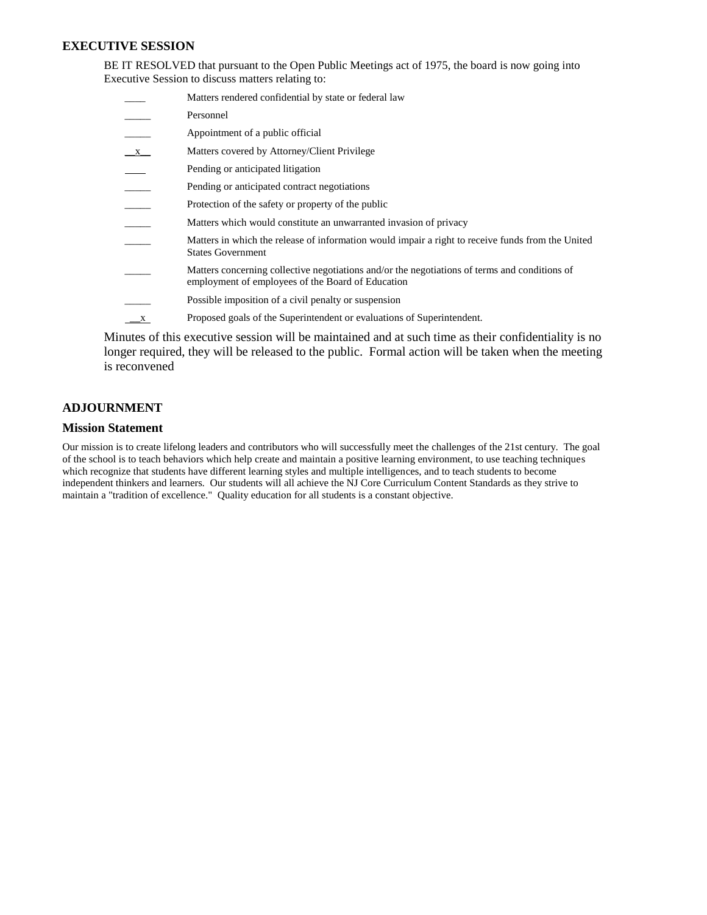**EXECUTIVE SESSION**

BE IT RESOLVED that pursuant to the Open Public Meetings act of 1975, the board is now going into Executive Session to discuss matters relating to:

| | |
|---|---|
| ____ | Matters rendered confidential by state or federal law |
| _____ | Personnel |
| _____ | Appointment of a public official |
| __x__ | Matters covered by Attorney/Client Privilege |
| ____ | Pending or anticipated litigation |
| _____ | Pending or anticipated contract negotiations |
| _____ | Protection of the safety or property of the public |
| _____ | Matters which would constitute an unwarranted invasion of privacy |
| _____ | Matters in which the release of information would impair a right to receive funds from the United States Government |
| _____ | Matters concerning collective negotiations and/or the negotiations of terms and conditions of employment of employees of the Board of Education |
| _____ | Possible imposition of a civil penalty or suspension |
| __x__ | Proposed goals of the Superintendent or evaluations of Superintendent. |

Minutes of this executive session will be maintained and at such time as their confidentiality is no longer required, they will be released to the public. Formal action will be taken when the meeting is reconvened

**ADJOURNMENT**

**Mission Statement**

Our mission is to create lifelong leaders and contributors who will successfully meet the challenges of the 21st century. The goal of the school is to teach behaviors which help create and maintain a positive learning environment, to use teaching techniques which recognize that students have different learning styles and multiple intelligences, and to teach students to become independent thinkers and learners. Our students will all achieve the NJ Core Curriculum Content Standards as they strive to maintain a "tradition of excellence." Quality education for all students is a constant objective.